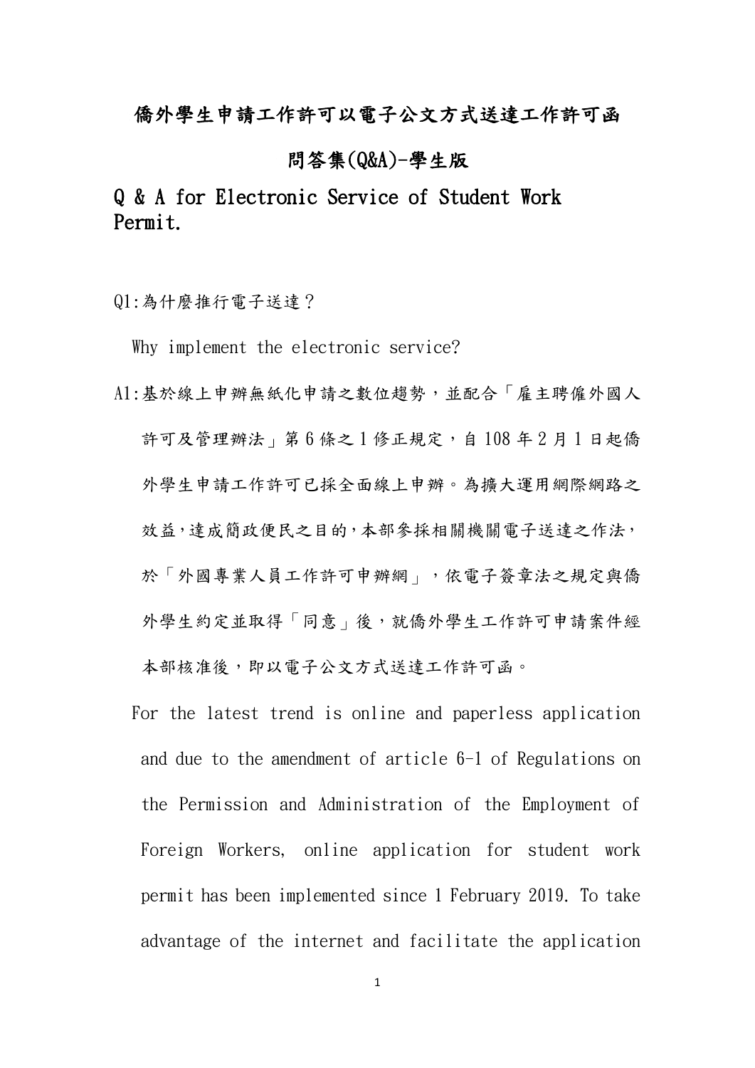# 僑外學生申請工作許可以電子公文方式送達工作許可函

## 問答集(Q&A)-學生版

## Q & A for Electronic Service of Student Work Permit.

Q1:為什麼推行電子送達?

Why implement the electronic service?

A1:基於線上申辦無紙化申請之數位趨勢，並配合「雇主聘僱外國人許可及管理辦法」第 6 條之 1 修正規定，自 108 年 2 月 1 日起僑外學生申請工作許可已採全面線上申辦。為擴大運用網際網路之效益，達成簡政便民之目的，本部參採相關機關電子送達之作法，於「外國專業人員工作許可申辦網」，依電子簽章法之規定與僑外學生約定並取得「同意」後，就僑外學生工作許可申請案件經本部核准後，即以電子公文方式送達工作許可函。

For the latest trend is online and paperless application and due to the amendment of article 6-1 of Regulations on the Permission and Administration of the Employment of Foreign Workers, online application for student work permit has been implemented since 1 February 2019. To take advantage of the internet and facilitate the application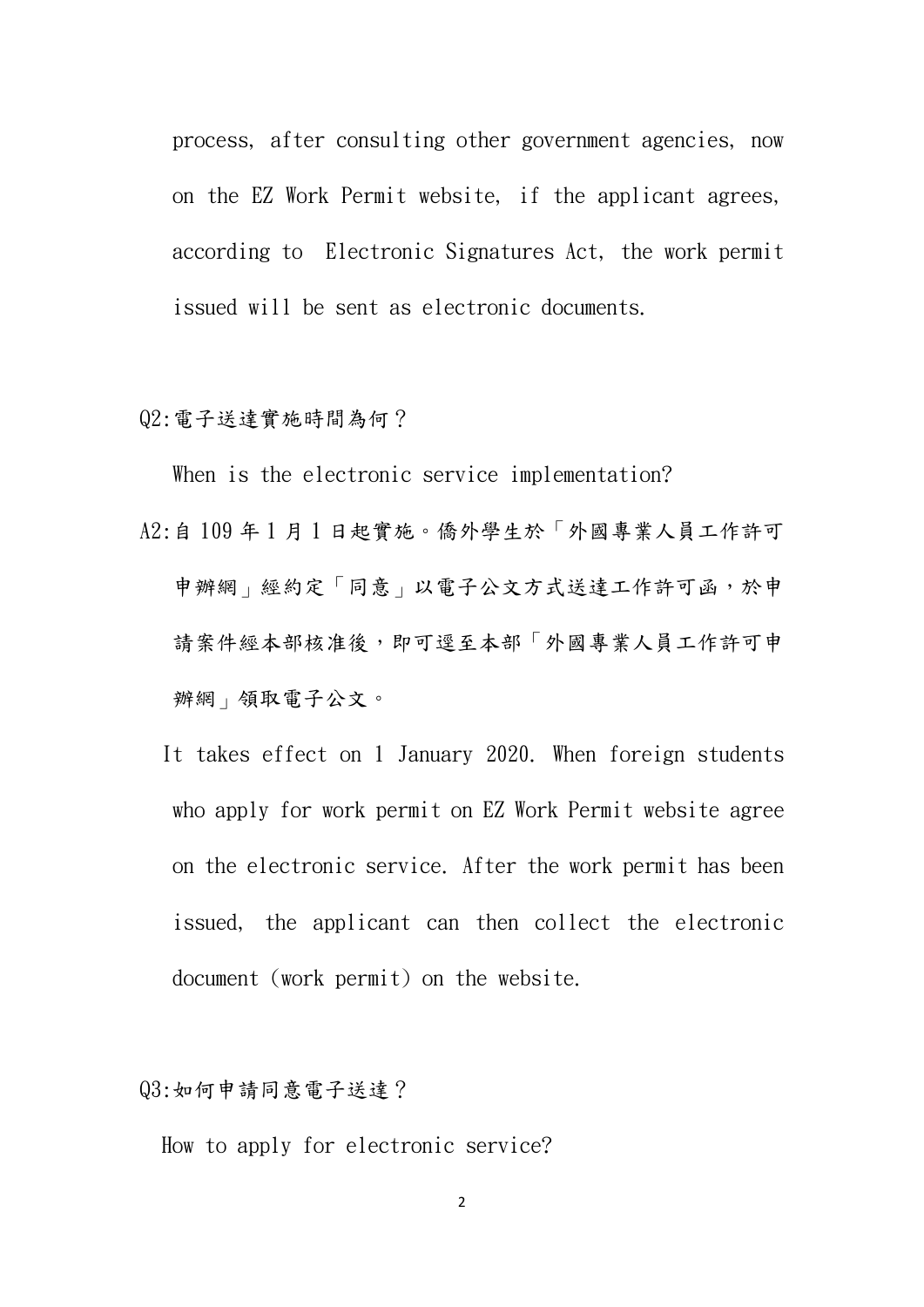process, after consulting other government agencies, now on the EZ Work Permit website, if the applicant agrees, according to Electronic Signatures Act, the work permit issued will be sent as electronic documents.

Q2:電子送達實施時間為何？

When is the electronic service implementation?

A2:自 109 年 1 月 1 日起實施。僑外學生於「外國專業人員工作許可申辦網」經約定「同意」以電子公文方式送達工作許可函，於申請案件經本部核准後，即可逕至本部「外國專業人員工作許可申辦網」領取電子公文。

It takes effect on 1 January 2020. When foreign students who apply for work permit on EZ Work Permit website agree on the electronic service. After the work permit has been issued, the applicant can then collect the electronic document (work permit) on the website.

Q3:如何申請同意電子送達？

How to apply for electronic service?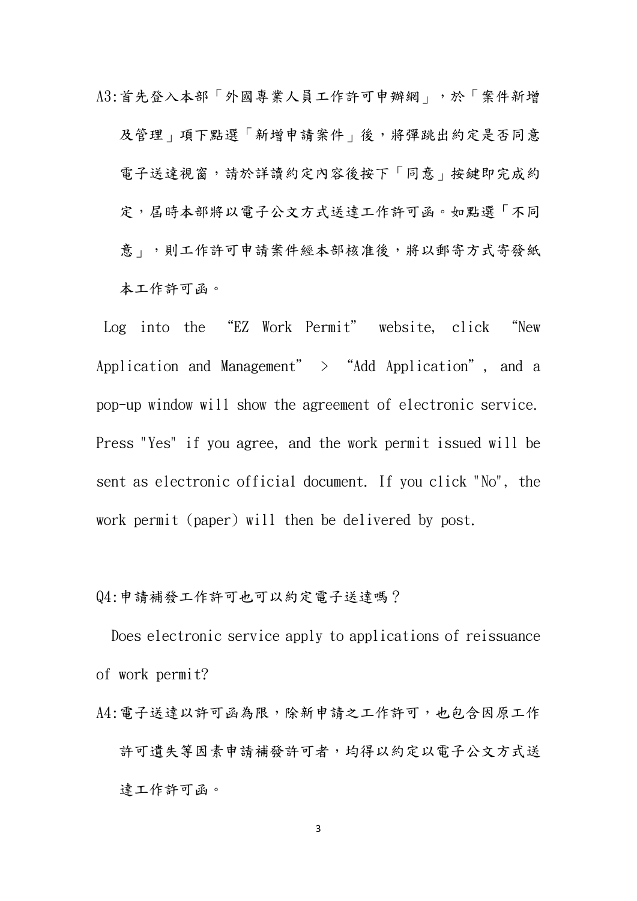A3:首先登入本部「外國專業人員工作許可申辦網」，於「案件新增及管理」項下點選「新增申請案件」後，將彈跳出約定是否同意電子送達視窗，請於詳讀約定內容後按下「同意」按鍵即完成約定，屆時本部將以電子公文方式送達工作許可函。如點選「不同意」，則工作許可申請案件經本部核准後，將以郵寄方式寄發紙本工作許可函。

Log into the “EZ Work Permit” website, click “New Application and Management” > “Add Application”, and a pop-up window will show the agreement of electronic service. Press "Yes" if you agree, and the work permit issued will be sent as electronic official document. If you click "No", the work permit (paper) will then be delivered by post.

Q4:申請補發工作許可也可以約定電子送達嗎？

Does electronic service apply to applications of reissuance of work permit?

A4:電子送達以許可函為限，除新申請之工作許可，也包含因原工作許可遺失等因素申請補發許可者，均得以約定以電子公文方式送達工作許可函。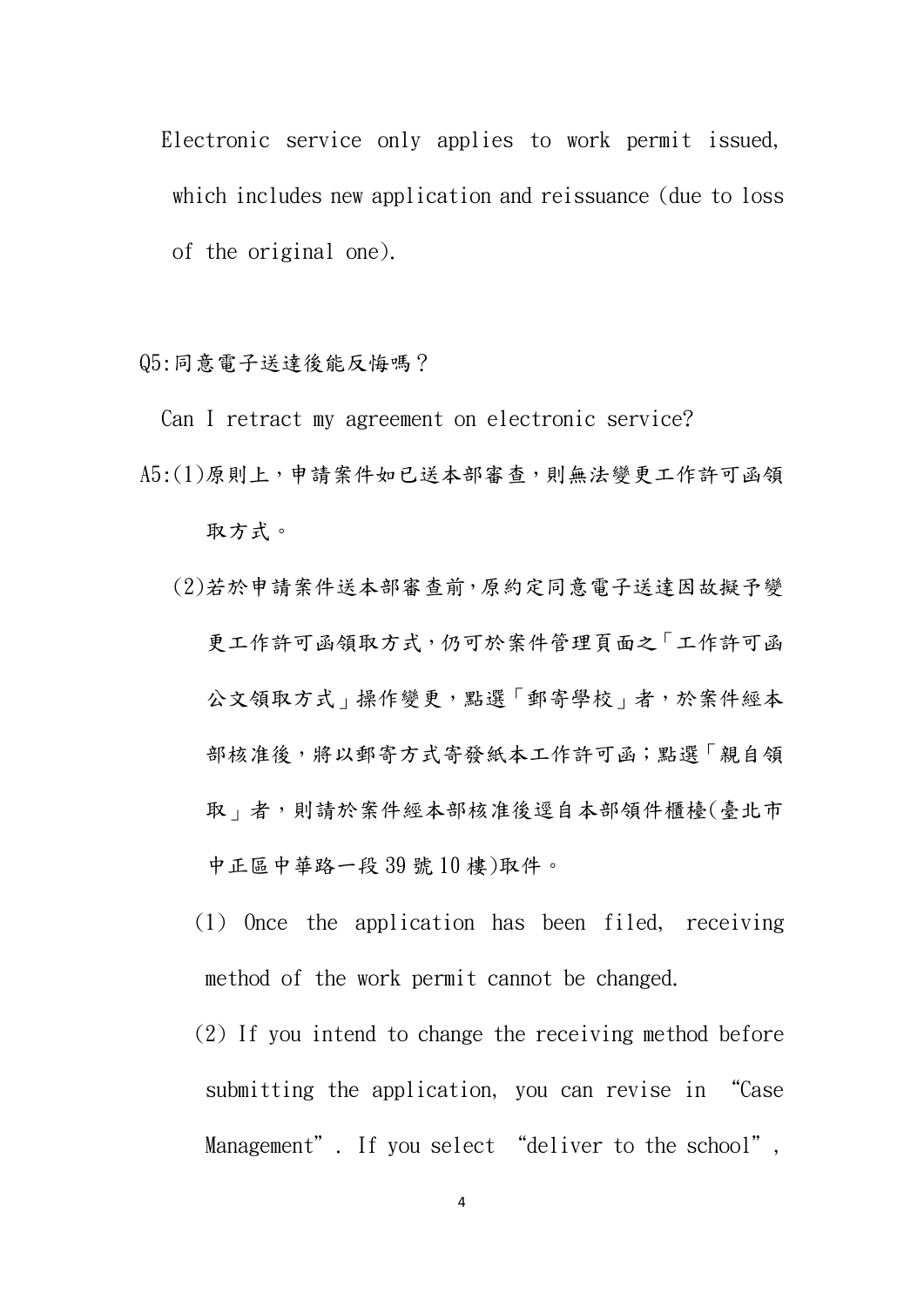Electronic service only applies to work permit issued, which includes new application and reissuance (due to loss of the original one).

Q5:同意電子送達後能反悔嗎？

Can I retract my agreement on electronic service?

A5:(1)原則上，申請案件如已送本部審查，則無法變更工作許可函領取方式。

(2)若於申請案件送本部審查前，原約定同意電子送達因故擬予變更工作許可函領取方式，仍可於案件管理頁面之「工作許可函公文領取方式」操作變更，點選「郵寄學校」者，於案件經本部核准後，將以郵寄方式寄發紙本工作許可函；點選「親自領取」者，則請於案件經本部核准後逕自本部領件櫃檯(臺北市中正區中華路一段 39 號 10 樓)取件。

(1) Once the application has been filed, receiving method of the work permit cannot be changed.

(2) If you intend to change the receiving method before submitting the application, you can revise in "Case Management". If you select "deliver to the school",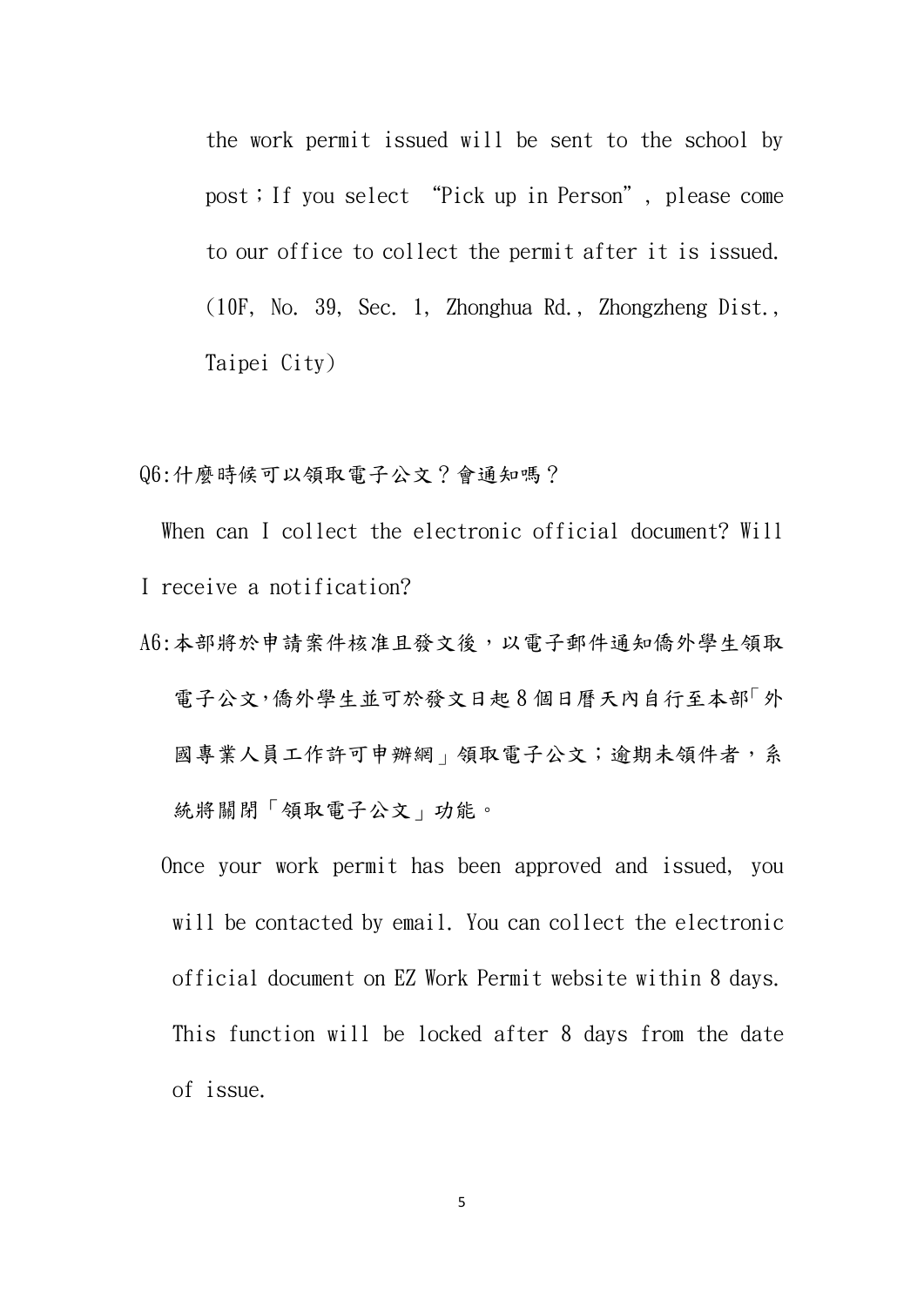the work permit issued will be sent to the school by post；If you select “Pick up in Person”, please come to our office to collect the permit after it is issued. (10F, No. 39, Sec. 1, Zhonghua Rd., Zhongzheng Dist., Taipei City)

Q6:什麼時候可以領取電子公文？會通知嗎？

When can I collect the electronic official document? Will I receive a notification?

A6:本部將於申請案件核准且發文後，以電子郵件通知僑外學生領取電子公文,僑外學生並可於發文日起 8 個日曆天內自行至本部「外國專業人員工作許可申辦網」領取電子公文；逾期未領件者，系統將關閉「領取電子公文」功能。

Once your work permit has been approved and issued, you will be contacted by email. You can collect the electronic official document on EZ Work Permit website within 8 days. This function will be locked after 8 days from the date of issue.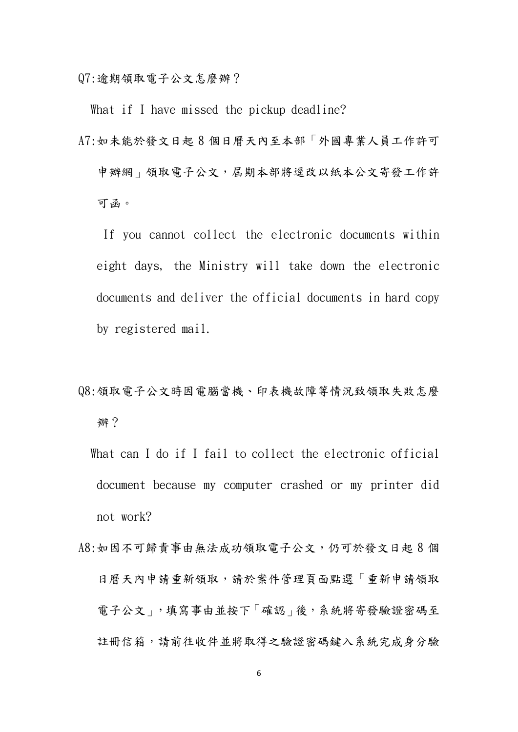Q7:逾期領取電子公文怎麼辦？

What if I have missed the pickup deadline?

A7:如未能於發文日起 8 個日曆天內至本部「外國專業人員工作許可申辦網」領取電子公文，屆期本部將逕改以紙本公文寄發工作許可函。

If you cannot collect the electronic documents within eight days, the Ministry will take down the electronic documents and deliver the official documents in hard copy by registered mail.

Q8:領取電子公文時因電腦當機、印表機故障等情況致領取失敗怎麼辦？

What can I do if I fail to collect the electronic official document because my computer crashed or my printer did not work?

A8:如因不可歸責事由無法成功領取電子公文，仍可於發文日起 8 個日曆天內申請重新領取，請於案件管理頁面點選「重新申請領取電子公文」，填寫事由並按下「確認」後，系統將寄發驗證密碼至註冊信箱，請前往收件並將取得之驗證密碼鍵入系統完成身分驗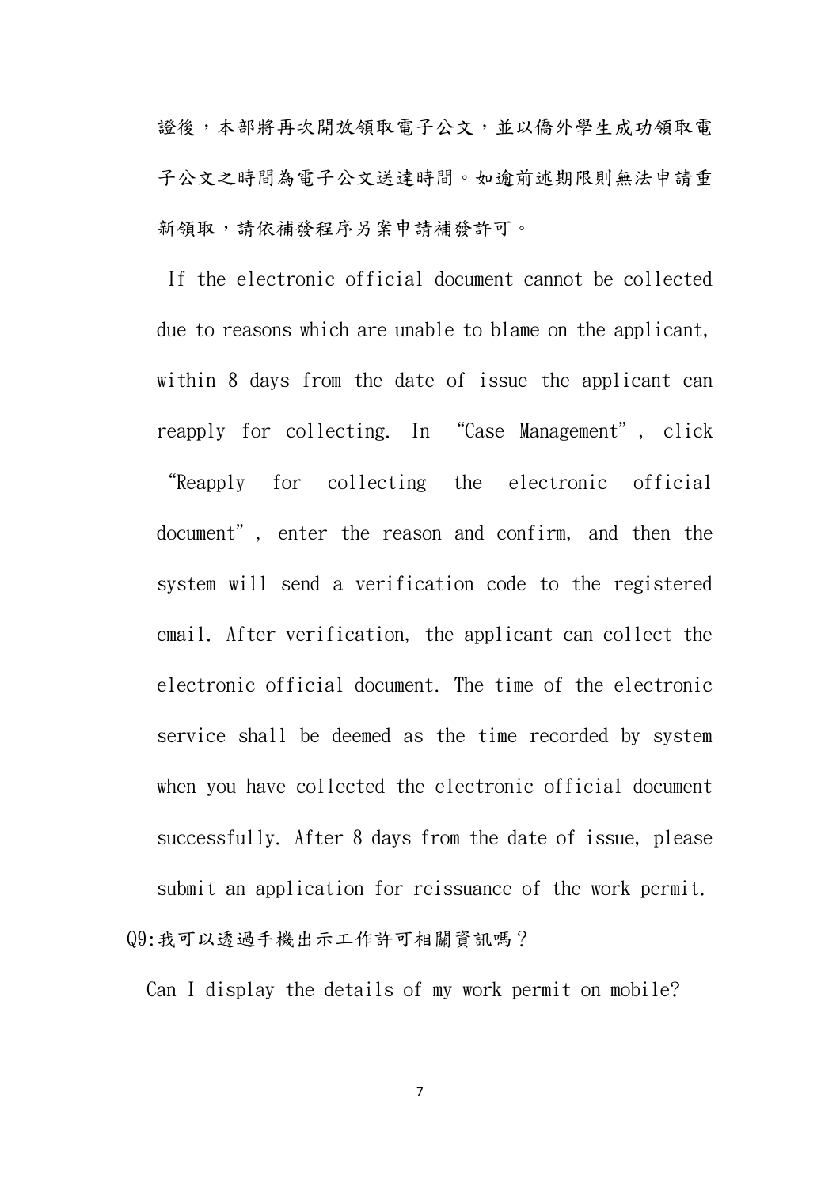證後，本部將再次開放領取電子公文，並以僑外學生成功領取電子公文之時間為電子公文送達時間。如逾前述期限則無法申請重新領取，請依補發程序另案申請補發許可。

If the electronic official document cannot be collected due to reasons which are unable to blame on the applicant, within 8 days from the date of issue the applicant can reapply for collecting. In "Case Management", click "Reapply for collecting the electronic official document", enter the reason and confirm, and then the system will send a verification code to the registered email. After verification, the applicant can collect the electronic official document. The time of the electronic service shall be deemed as the time recorded by system when you have collected the electronic official document successfully. After 8 days from the date of issue, please submit an application for reissuance of the work permit.

Q9:我可以透過手機出示工作許可相關資訊嗎？

Can I display the details of my work permit on mobile?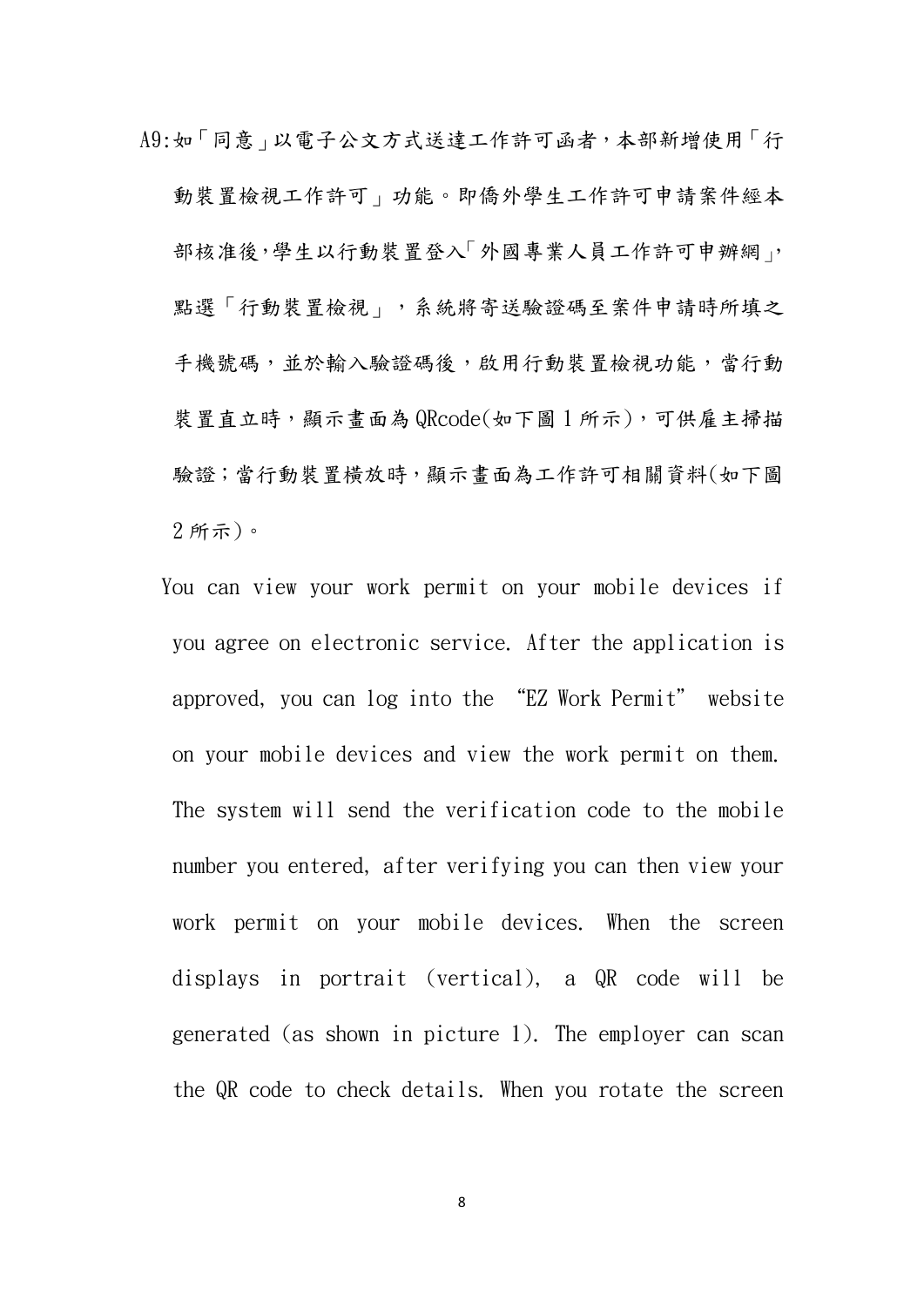A9:如「同意」以電子公文方式送達工作許可函者，本部新增使用「行動裝置檢視工作許可」功能。即僑外學生工作許可申請案件經本部核准後,學生以行動裝置登入「外國專業人員工作許可申辦網」,點選「行動裝置檢視」，系統將寄送驗證碼至案件申請時所填之手機號碼，並於輸入驗證碼後，啟用行動裝置檢視功能，當行動裝置直立時，顯示畫面為 QRcode(如下圖 1 所示)，可供雇主掃描驗證；當行動裝置橫放時，顯示畫面為工作許可相關資料(如下圖 2 所示)。

You can view your work permit on your mobile devices if you agree on electronic service. After the application is approved, you can log into the "EZ Work Permit" website on your mobile devices and view the work permit on them. The system will send the verification code to the mobile number you entered, after verifying you can then view your work permit on your mobile devices. When the screen displays in portrait (vertical), a QR code will be generated (as shown in picture 1). The employer can scan the QR code to check details. When you rotate the screen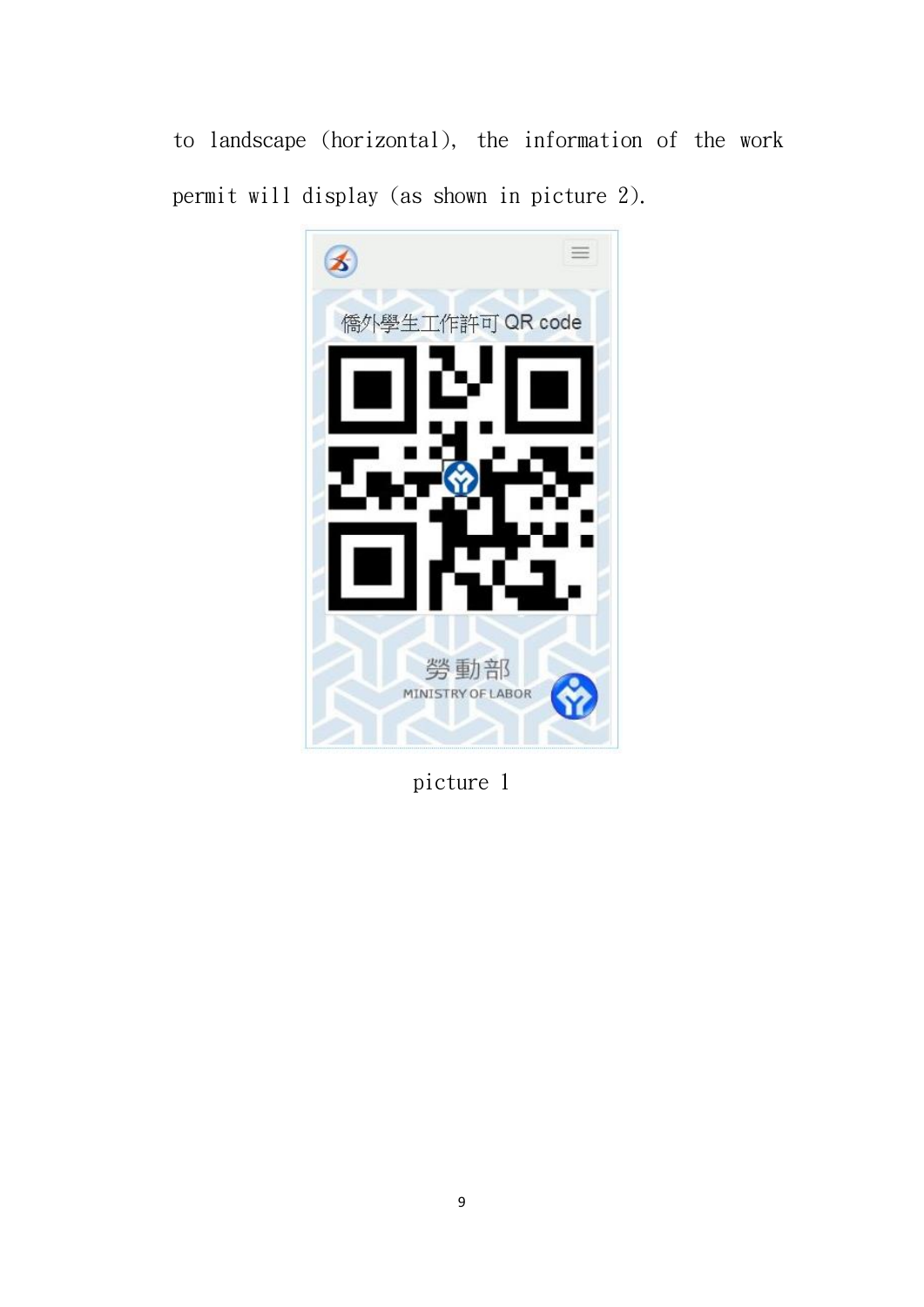to landscape (horizontal), the information of the work permit will display (as shown in picture 2).

picture 1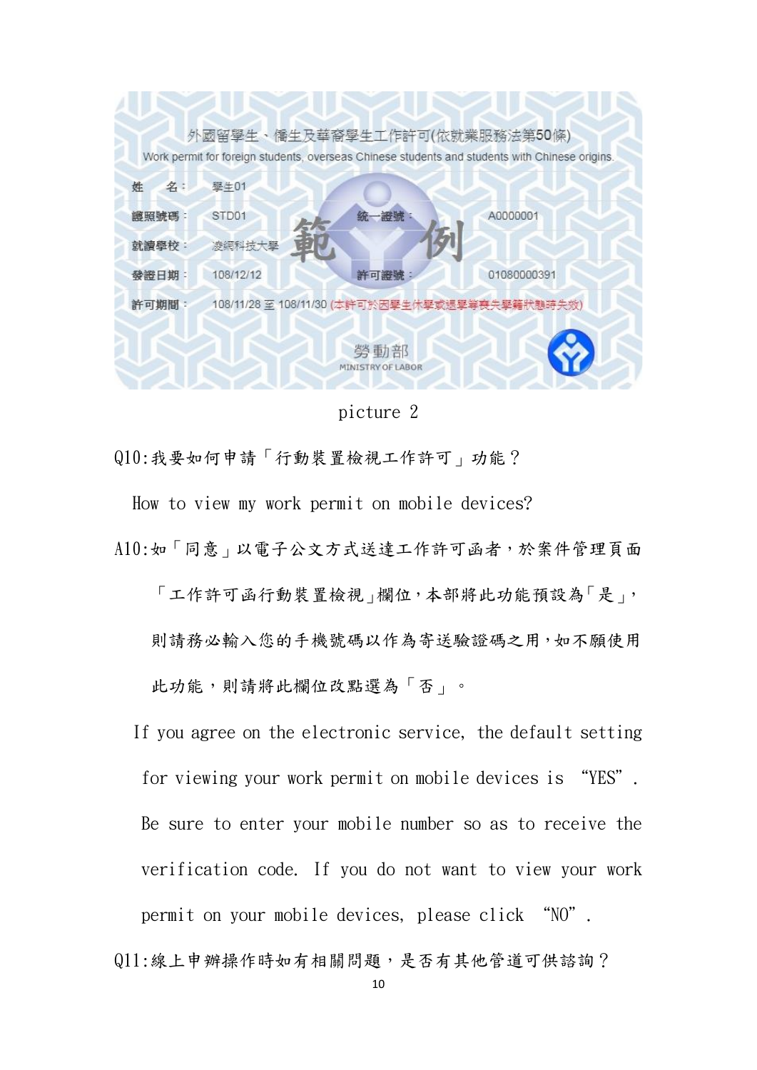外國留學生、僑生及華裔學生工作許可(依就業服務法第50條)
Work permit for foreign students, overseas Chinese students and students with Chinese origins.

| | | | |
|---|---|---|---|
| 姓　名： | 學生01 | | |
| 護照號碼： | STD01 | 統一證號： | A0000001 |
| 就讀學校： | 凌網科技大學 | | |
| 發證日期： | 108/12/12 | 許可證號： | 01080000391 |
| 許可期間： | 108/11/28 至 108/11/30 (本許可於因學生休學或退學等喪失學籍狀態時失效) | | |

勞動部
MINISTRY OF LABOR

範例

picture 2

Q10:我要如何申請「行動裝置檢視工作許可」功能？

How to view my work permit on mobile devices?

A10:如「同意」以電子公文方式送達工作許可函者，於案件管理頁面「工作許可函行動裝置檢視」欄位，本部將此功能預設為「是」，則請務必輸入您的手機號碼以作為寄送驗證碼之用，如不願使用此功能，則請將此欄位改點選為「否」。

If you agree on the electronic service, the default setting for viewing your work permit on mobile devices is "YES". Be sure to enter your mobile number so as to receive the verification code. If you do not want to view your work permit on your mobile devices, please click "NO".

Q11:線上申辦操作時如有相關問題，是否有其他管道可供諮詢？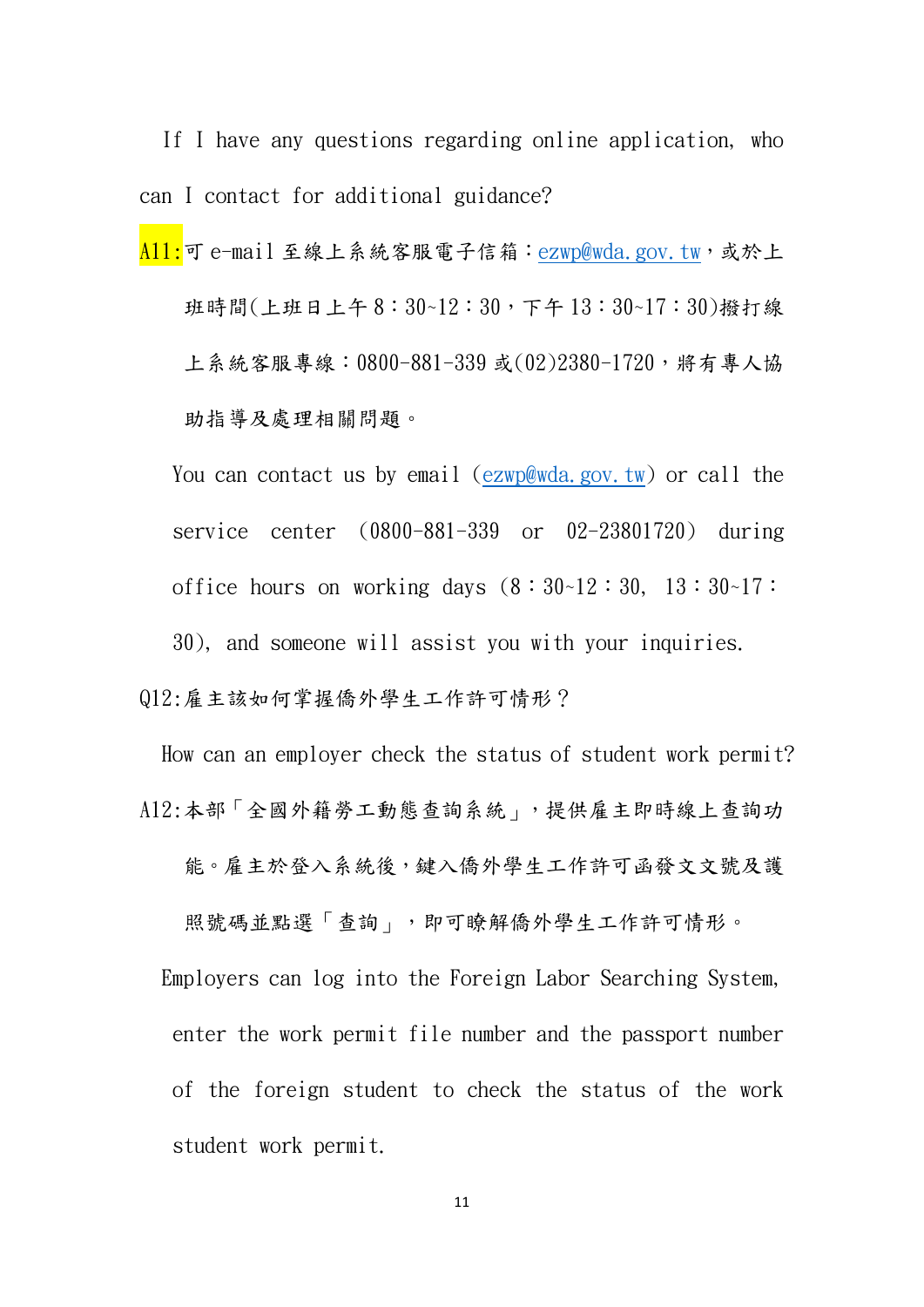If I have any questions regarding online application, who can I contact for additional guidance?

A11:可 e-mail 至線上系統客服電子信箱：ezwp@wda.gov.tw，或於上班時間(上班日上午 8：30~12：30，下午 13：30~17：30)撥打線上系統客服專線：0800-881-339 或(02)2380-1720，將有專人協助指導及處理相關問題。

You can contact us by email (ezwp@wda.gov.tw) or call the service center (0800-881-339 or 02-23801720) during office hours on working days (8：30~12：30, 13：30~17：30), and someone will assist you with your inquiries.

Q12:雇主該如何掌握僑外學生工作許可情形？

How can an employer check the status of student work permit?

A12:本部「全國外籍勞工動態查詢系統」，提供雇主即時線上查詢功能。雇主於登入系統後，鍵入僑外學生工作許可函發文文號及護照號碼並點選「查詢」，即可瞭解僑外學生工作許可情形。

Employers can log into the Foreign Labor Searching System, enter the work permit file number and the passport number of the foreign student to check the status of the work student work permit.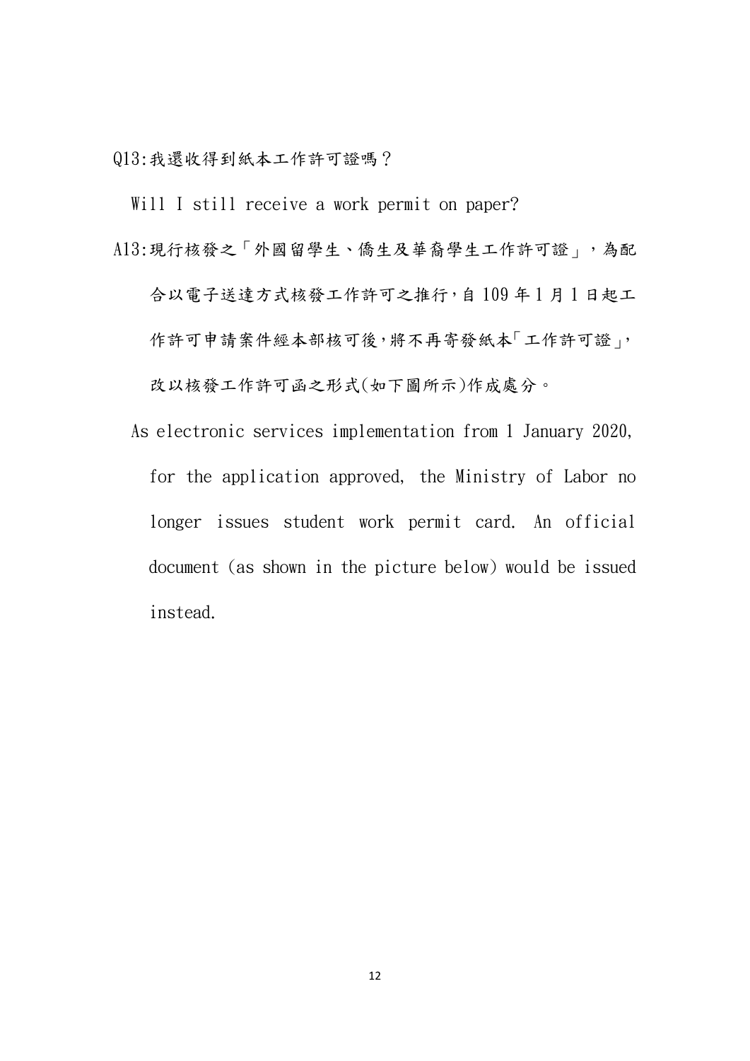Q13:我還收得到紙本工作許可證嗎？

Will I still receive a work permit on paper?

A13:現行核發之「外國留學生、僑生及華裔學生工作許可證」，為配合以電子送達方式核發工作許可之推行，自 109 年 1 月 1 日起工作許可申請案件經本部核可後，將不再寄發紙本「工作許可證」，改以核發工作許可函之形式(如下圖所示)作成處分。

As electronic services implementation from 1 January 2020, for the application approved, the Ministry of Labor no longer issues student work permit card. An official document (as shown in the picture below) would be issued instead.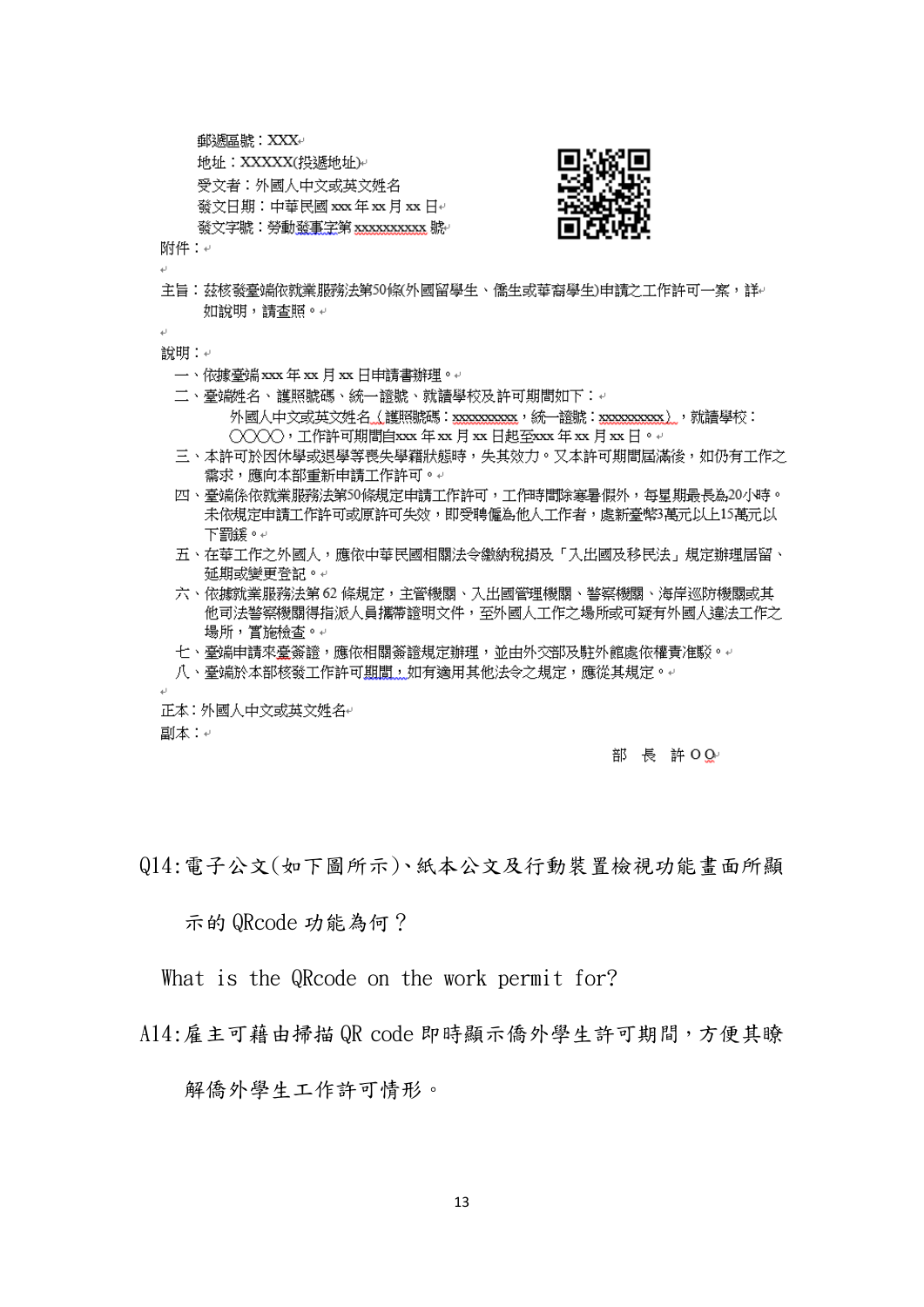郵遞區號：XXX
地址：XXXXX(投遞地址)
受文者：外國人中文或英文姓名
發文日期：中華民國 xxx 年 xx 月 xx 日
發文字號：勞動發事字第 xxxxxxxxxx 號
附件：

主旨：茲核發臺端依就業服務法第50條(外國留學生、僑生或華裔學生)申請之工作許可一案，詳如說明，請查照。

說明：

一、依據臺端 xxx 年 xx 月 xx 日申請書辦理。

二、臺端姓名、護照號碼、統一證號、就讀學校及許可期間如下：
外國人中文或英文姓名（護照號碼：xxxxxxxxxx，統一證號：xxxxxxxxxx），就讀學校：○○○○，工作許可期間自xxx 年 xx 月 xx 日起至xxx 年 xx 月 xx 日。

三、本許可於因休學或退學等喪失學籍狀態時，失其效力。又本許可期間屆滿後，如仍有工作之需求，應向本部重新申請工作許可。

四、臺端係依就業服務法第50條規定申請工作許可，工作時間除寒暑假外，每星期最長為20小時。未依規定申請工作許可或原許可失效，即受聘僱為他人工作者，處新臺幣3萬元以上15萬元以下罰鍰。

五、在華工作之外國人，應依中華民國相關法令繳納稅捐及「入出國及移民法」規定辦理居留、延期或變更登記。

六、依據就業服務法第 62 條規定，主管機關、入出國管理機關、警察機關、海岸巡防機關或其他司法警察機關得指派人員攜帶證明文件，至外國人工作之場所或可疑有外國人違法工作之場所，實施檢查。

七、臺端申請來臺簽證，應依相關簽證規定辦理，並由外交部及駐外館處依權責准駁。

八、臺端於本部核發工作許可期間，如有適用其他法令之規定，應從其規定。

正本：外國人中文或英文姓名
副本：

部 長 許OO

Q14:電子公文(如下圖所示)、紙本公文及行動裝置檢視功能畫面所顯示的 QRcode 功能為何？

What is the QRcode on the work permit for?

A14:雇主可藉由掃描 QR code 即時顯示僑外學生許可期間，方便其瞭解僑外學生工作許可情形。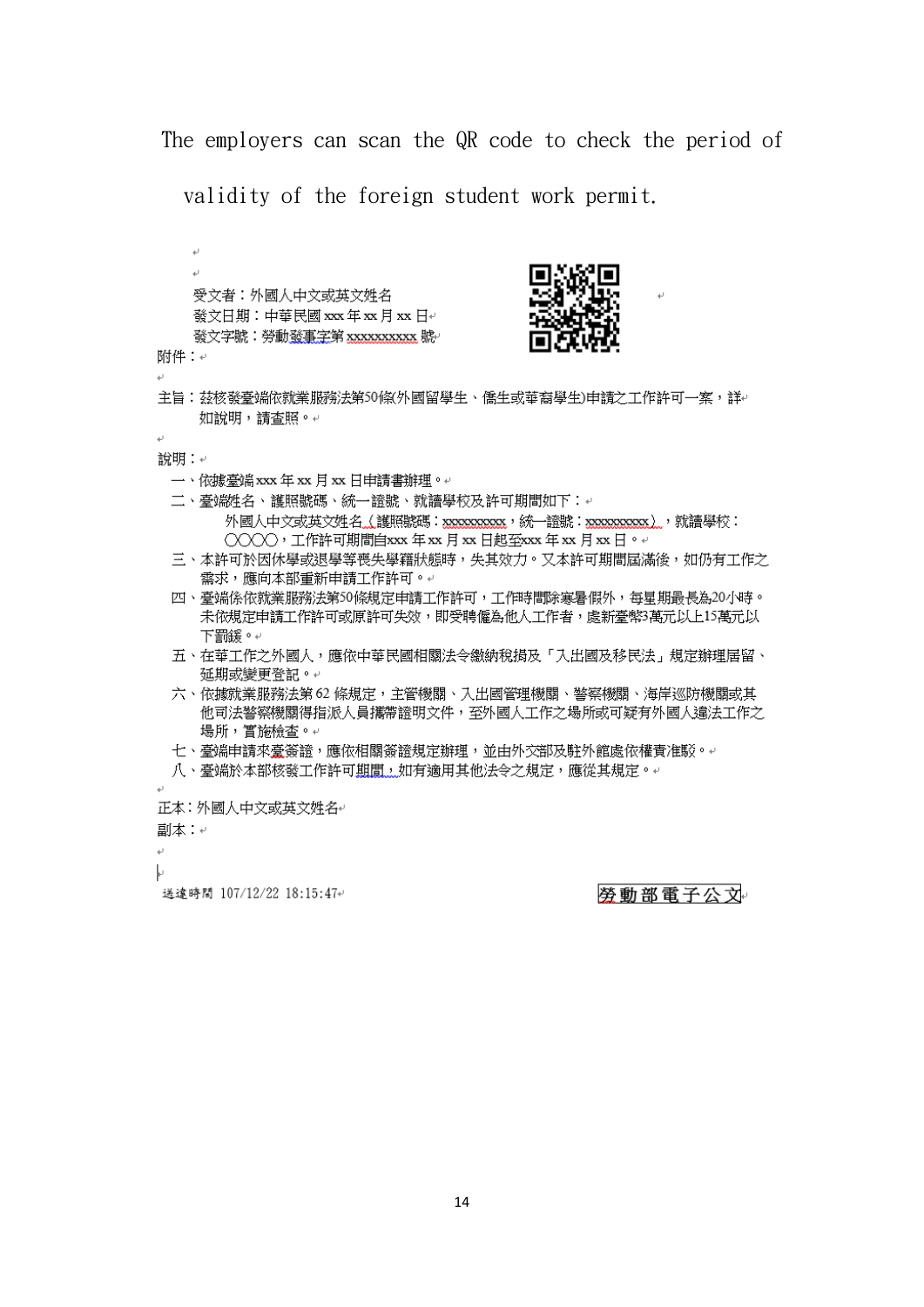The employers can scan the QR code to check the period of validity of the foreign student work permit.

受文者：外國人中文或英文姓名
發文日期：中華民國 xxx 年 xx 月 xx 日
發文字號：勞動發事字第 xxxxxxxxxx 號
附件：

主旨：茲核發臺端依就業服務法第50條(外國留學生、僑生或華裔學生)申請之工作許可一案，詳如說明，請查照。

說明：

一、依據臺端 xxx 年 xx 月 xx 日申請書辦理。

二、臺端姓名、護照號碼、統一證號、就讀學校及許可期間如下：
外國人中文或英文姓名（護照號碼：xxxxxxxxxx，統一證號：xxxxxxxxxx），就讀學校：○○○○，工作許可期間自xxx 年 xx 月 xx 日起至xxx 年 xx 月 xx 日。

三、本許可於因休學或退學等喪失學籍狀態時，失其效力。又本許可期間屆滿後，如仍有工作之需求，應向本部重新申請工作許可。

四、臺端係依就業服務法第50條規定申請工作許可，工作時間除寒暑假外，每星期最長為20小時。未依規定申請工作許可或原許可失效，即受聘僱為他人工作者，處新臺幣3萬元以上15萬元以下罰鍰。

五、在華工作之外國人，應依中華民國相關法令繳納稅捐及「入出國及移民法」規定辦理居留、延期或變更登記。

六、依據就業服務法第 62 條規定，主管機關、入出國管理機關、警察機關、海岸巡防機關或其他司法警察機關得指派人員攜帶證明文件，至外國人工作之場所或可疑有外國人違法工作之場所，實施檢查。

七、臺端申請來臺簽證，應依相關簽證規定辦理，並由外交部及駐外館處依權責准駁。

八、臺端於本部核發工作許可期間，如有適用其他法令之規定，應從其規定。

正本：外國人中文或英文姓名
副本：

送達時間 107/12/22 18:15:47

勞動部電子公文